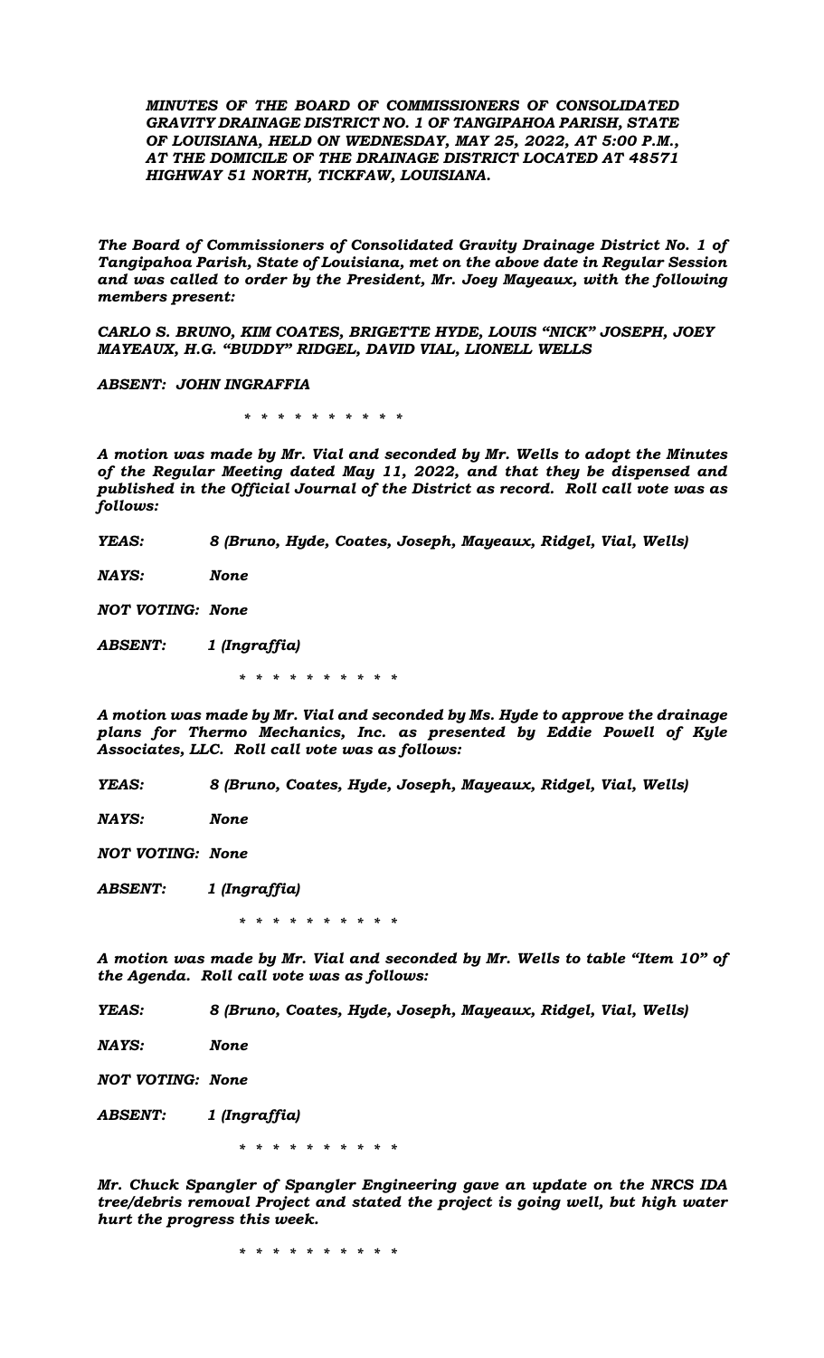***MINUTES OF THE BOARD OF COMMISSIONERS OF CONSOLIDATED GRAVITY DRAINAGE DISTRICT NO. 1 OF TANGIPAHOA PARISH, STATE OF LOUISIANA, HELD ON WEDNESDAY, MAY 25, 2022, AT 5:00 P.M., AT THE DOMICILE OF THE DRAINAGE DISTRICT LOCATED AT 48571 HIGHWAY 51 NORTH, TICKFAW, LOUISIANA.***

***The Board of Commissioners of Consolidated Gravity Drainage District No. 1 of Tangipahoa Parish, State of Louisiana, met on the above date in Regular Session and was called to order by the President, Mr. Joey Mayeaux, with the following members present:***

***CARLO S. BRUNO, KIM COATES, BRIGETTE HYDE, LOUIS "NICK" JOSEPH, JOEY MAYEAUX, H.G. "BUDDY" RIDGEL, DAVID VIAL, LIONELL WELLS***

***ABSENT: JOHN INGRAFFIA***

\* \* \* \* \* \* \* \* \* \* \*

***A motion was made by Mr. Vial and seconded by Mr. Wells to adopt the Minutes of the Regular Meeting dated May 11, 2022, and that they be dispensed and published in the Official Journal of the District as record. Roll call vote was as follows:***

***YEAS: 8 (Bruno, Hyde, Coates, Joseph, Mayeaux, Ridgel, Vial, Wells)***

***NAYS: None***

***NOT VOTING: None***

***ABSENT: 1 (Ingraffia)***

\* \* \* \* \* \* \* \* \* \* \*

***A motion was made by Mr. Vial and seconded by Ms. Hyde to approve the drainage plans for Thermo Mechanics, Inc. as presented by Eddie Powell of Kyle Associates, LLC. Roll call vote was as follows:***

***YEAS: 8 (Bruno, Coates, Hyde, Joseph, Mayeaux, Ridgel, Vial, Wells)***

***NAYS: None***

***NOT VOTING: None***

***ABSENT: 1 (Ingraffia)***

\* \* \* \* \* \* \* \* \* \* \*

***A motion was made by Mr. Vial and seconded by Mr. Wells to table "Item 10" of the Agenda. Roll call vote was as follows:***

***YEAS: 8 (Bruno, Coates, Hyde, Joseph, Mayeaux, Ridgel, Vial, Wells)***

***NAYS: None***

***NOT VOTING: None***

***ABSENT: 1 (Ingraffia)***

\* \* \* \* \* \* \* \* \* \* \*

***Mr. Chuck Spangler of Spangler Engineering gave an update on the NRCS IDA tree/debris removal Project and stated the project is going well, but high water hurt the progress this week.***

\* \* \* \* \* \* \* \* \* \* \*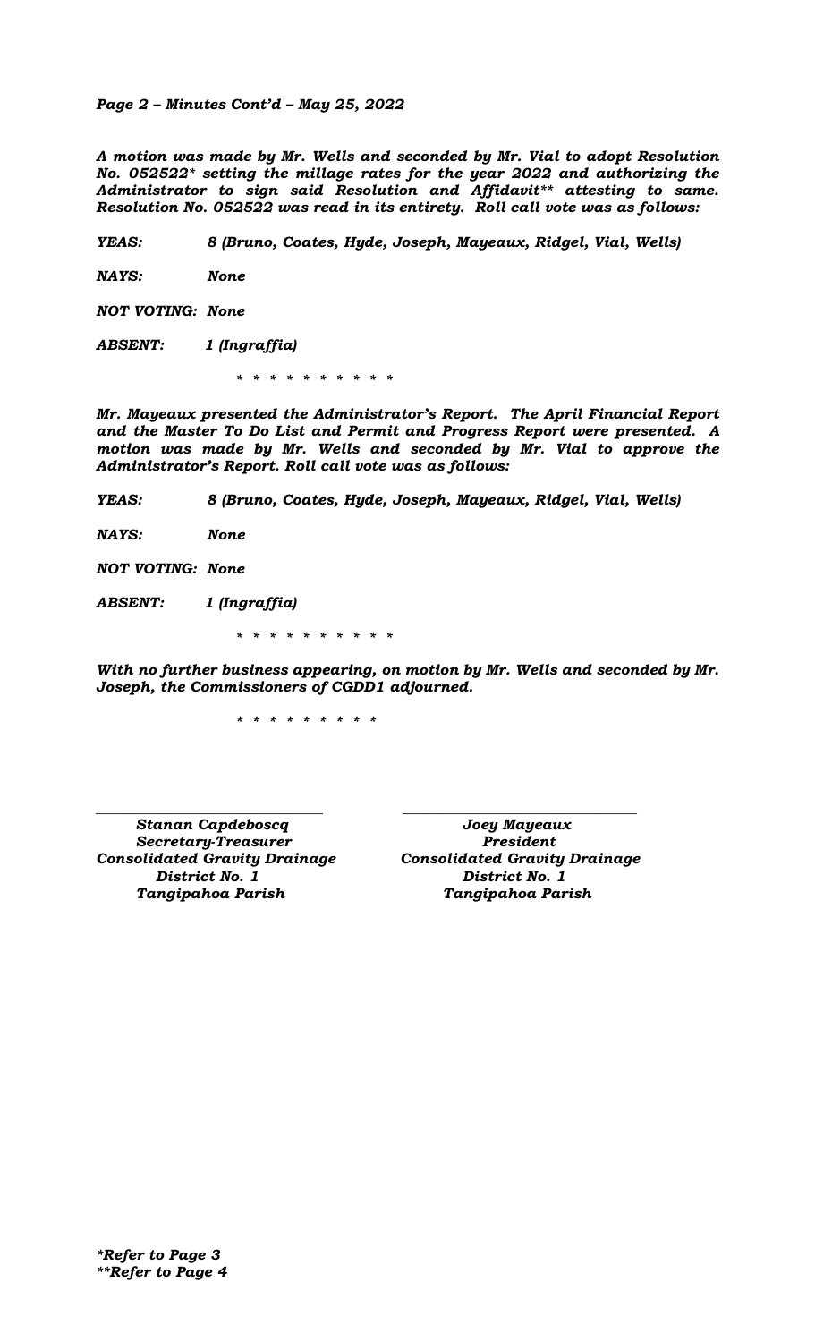*Page 2 – Minutes Cont'd – May 25, 2022*

*A motion was made by Mr. Wells and seconded by Mr. Vial to adopt Resolution No. 052522* setting the millage rates for the year 2022 and authorizing the Administrator to sign said Resolution and Affidavit** attesting to same. Resolution No. 052522 was read in its entirety. Roll call vote was as follows:*

*YEAS: 8 (Bruno, Coates, Hyde, Joseph, Mayeaux, Ridgel, Vial, Wells)*

*NAYS: None*

*NOT VOTING: None*

*ABSENT: 1 (Ingraffia)*

\* \* \* \* \* \* \* \* \* \*

*Mr. Mayeaux presented the Administrator's Report. The April Financial Report and the Master To Do List and Permit and Progress Report were presented. A motion was made by Mr. Wells and seconded by Mr. Vial to approve the Administrator's Report. Roll call vote was as follows:*

*YEAS: 8 (Bruno, Coates, Hyde, Joseph, Mayeaux, Ridgel, Vial, Wells)*

*NAYS: None*

*NOT VOTING: None*

*ABSENT: 1 (Ingraffia)*

\* \* \* \* \* \* \* \* \* \*

*With no further business appearing, on motion by Mr. Wells and seconded by Mr. Joseph, the Commissioners of CGDD1 adjourned.*

\* \* \* \* \* \* \* \* \* \*

| | |
|---|---|
| *Stanan Capdeboscq* | *Joey Mayeaux* |
| *Secretary-Treasurer* | *President* |
| *Consolidated Gravity Drainage District No. 1* | *Consolidated Gravity Drainage District No. 1* |
| *Tangipahoa Parish* | *Tangipahoa Parish* |

*\*Refer to Page 3*
*\*\*Refer to Page 4*